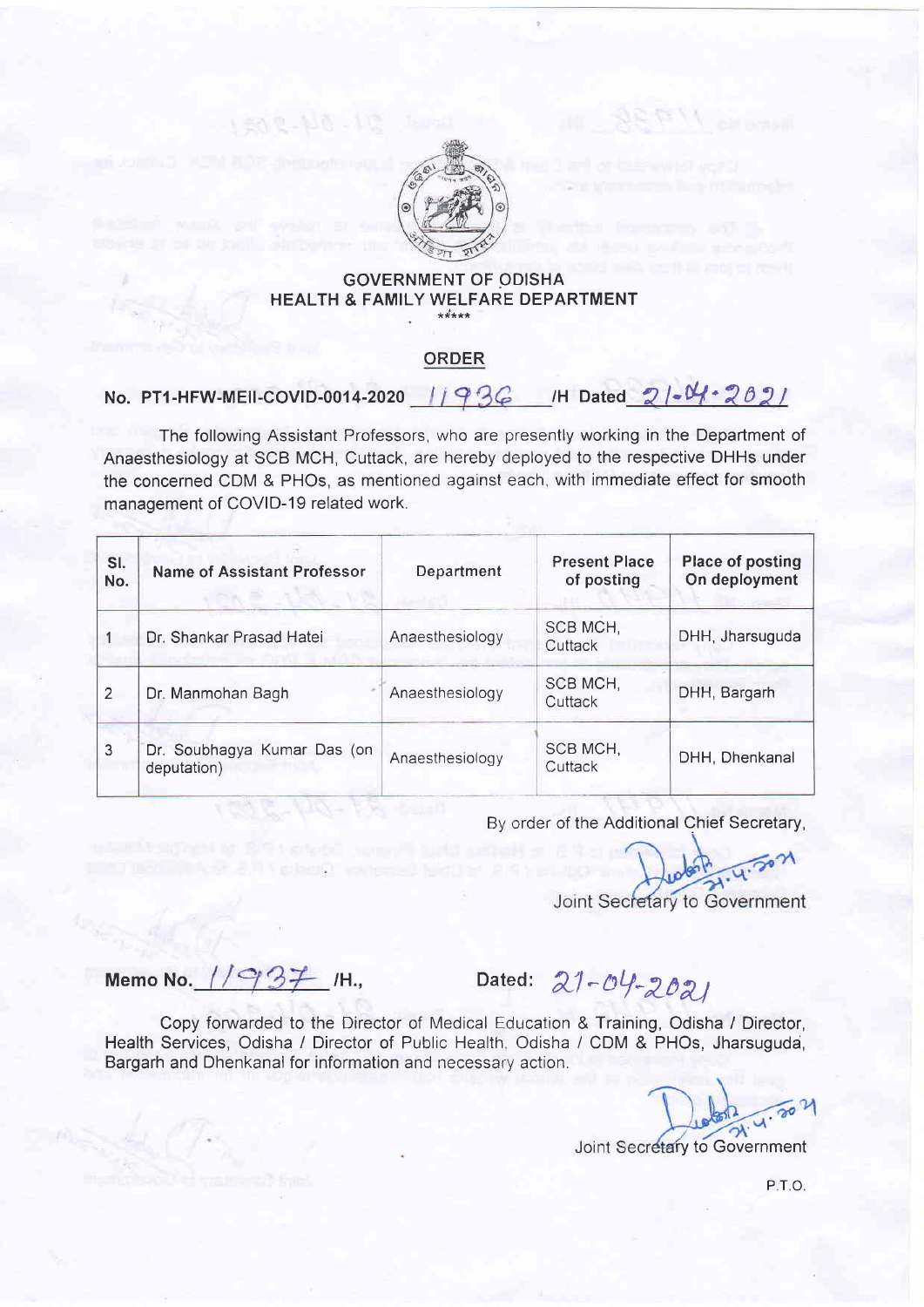## GOVERNMENT OF ODISHA
## HEALTH & FAMILY WELFARE DEPARTMENT

\*\*\*\*\*

### ORDER

**No. PT1-HFW-MEII-COVID-0014-2020 11936 /H Dated 21-04-2021**

The following Assistant Professors, who are presently working in the Department of Anaesthesiology at SCB MCH, Cuttack, are hereby deployed to the respective DHHs under the concerned CDM & PHOs, as mentioned against each, with immediate effect for smooth management of COVID-19 related work.

| Sl. No. | Name of Assistant Professor | Department | Present Place of posting | Place of posting On deployment |
|---|---|---|---|---|
| 1 | Dr. Shankar Prasad Hatei | Anaesthesiology | SCB MCH, Cuttack | DHH, Jharsuguda |
| 2 | Dr. Manmohan Bagh | Anaesthesiology | SCB MCH, Cuttack | DHH, Bargarh |
| 3 | Dr. Soubhagya Kumar Das (on deputation) | Anaesthesiology | SCB MCH, Cuttack | DHH, Dhenkanal |

By order of the Additional Chief Secretary,

21.4.2021

Joint Secretary to Government

**Memo No. 11937 /H., Dated: 21-04-2021**

Copy forwarded to the Director of Medical Education & Training, Odisha / Director, Health Services, Odisha / Director of Public Health, Odisha / CDM & PHOs, Jharsuguda, Bargarh and Dhenkanal for information and necessary action.

21.4.2021

Joint Secretary to Government

P.T.O.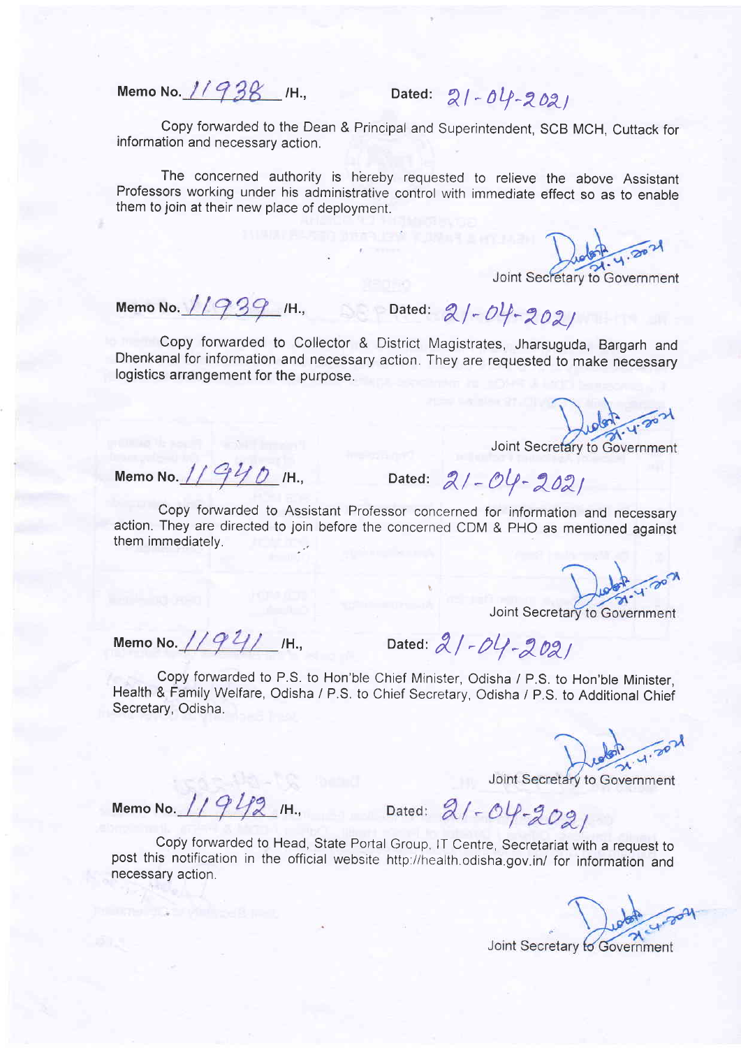Memo No. 11938 /H., Dated: 21-04-2021

Copy forwarded to the Dean & Principal and Superintendent, SCB MCH, Cuttack for information and necessary action.

The concerned authority is hereby requested to relieve the above Assistant Professors working under his administrative control with immediate effect so as to enable them to join at their new place of deployment.

Joint Secretary to Government

Memo No. 11939 /H., Dated: 21-04-2021

Copy forwarded to Collector & District Magistrates, Jharsuguda, Bargarh and Dhenkanal for information and necessary action. They are requested to make necessary logistics arrangement for the purpose.

Joint Secretary to Government

Memo No. 11940 /H., Dated: 21-04-2021

Copy forwarded to Assistant Professor concerned for information and necessary action. They are directed to join before the concerned CDM & PHO as mentioned against them immediately.

Joint Secretary to Government

Memo No. 11941 /H., Dated: 21-04-2021

Copy forwarded to P.S. to Hon'ble Chief Minister, Odisha / P.S. to Hon'ble Minister, Health & Family Welfare, Odisha / P.S. to Chief Secretary, Odisha / P.S. to Additional Chief Secretary, Odisha.

Joint Secretary to Government

Memo No. 11942 /H., Dated: 21-04-2021

Copy forwarded to Head, State Portal Group, IT Centre, Secretariat with a request to post this notification in the official website http://health.odisha.gov.in/ for information and necessary action.

Joint Secretary to Government